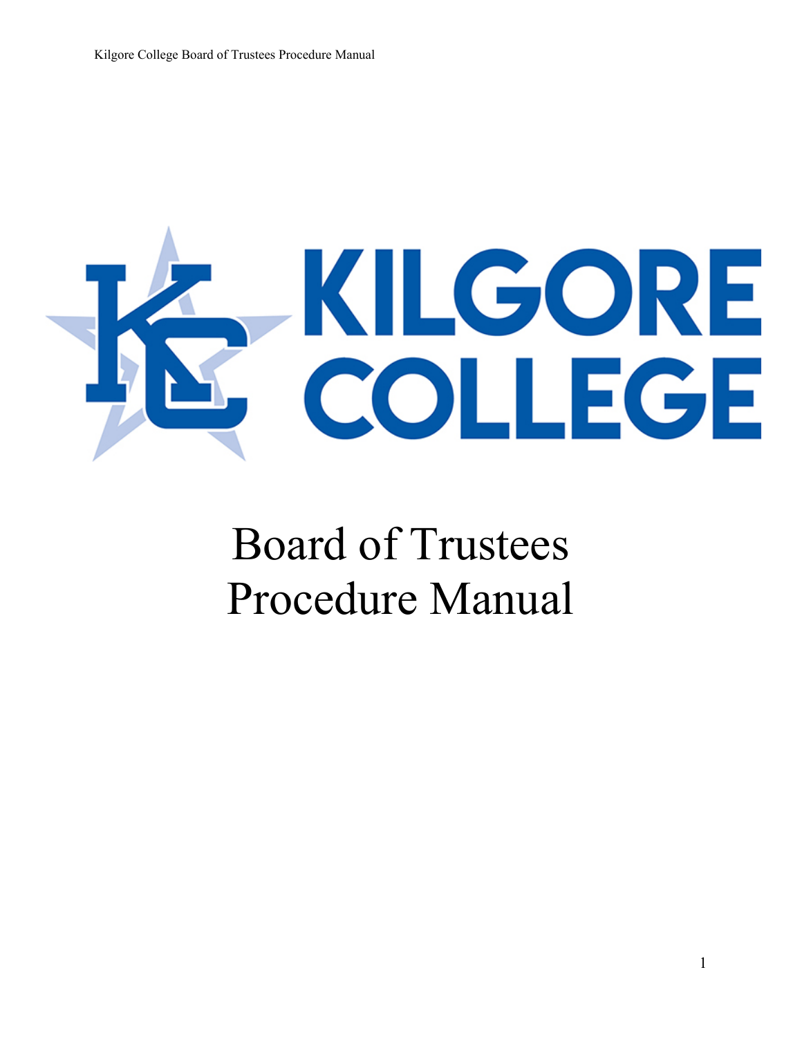KILGORE COLLEGE

# Board of Trustees Procedure Manual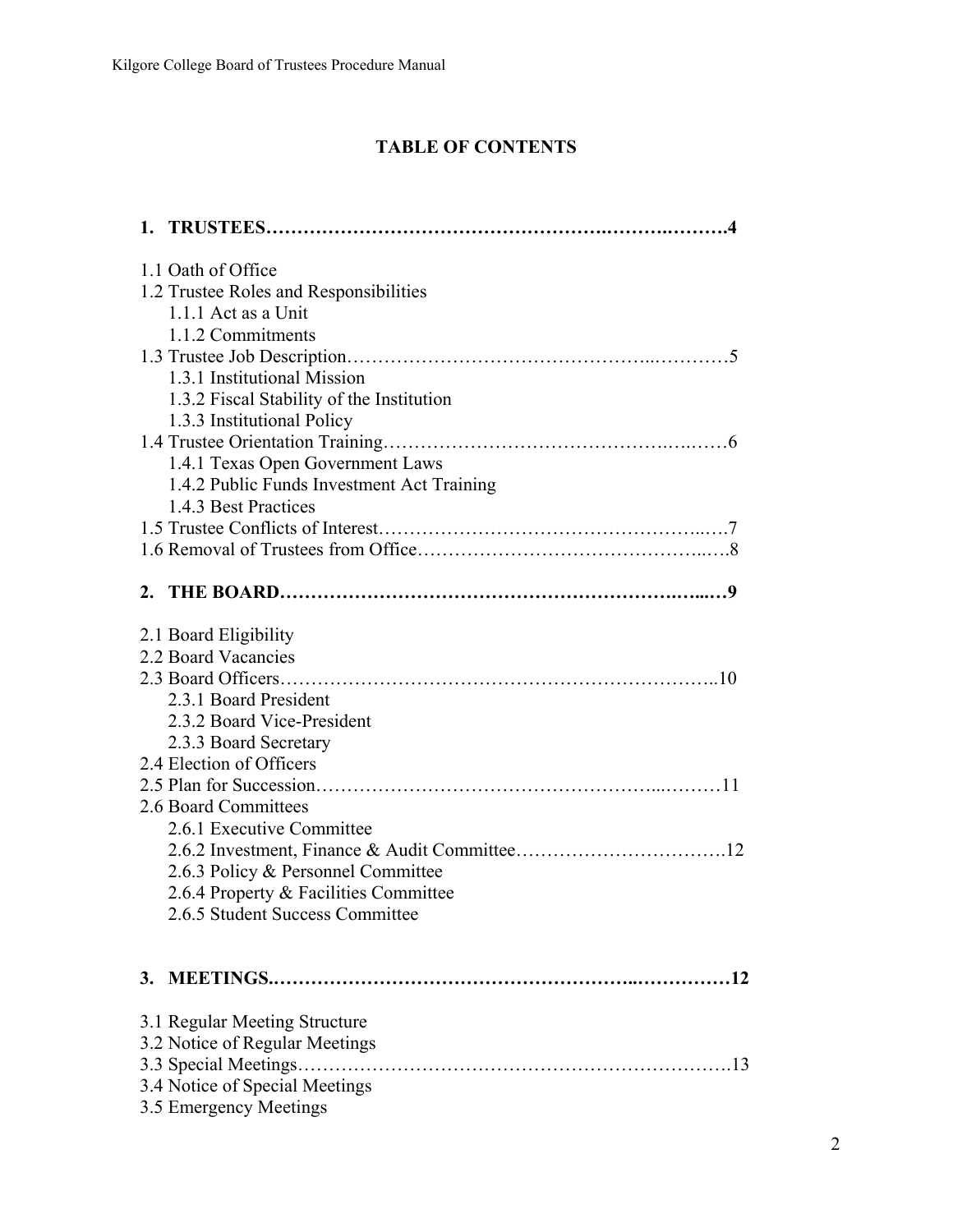# TABLE OF CONTENTS

**1. TRUSTEES……………………………………………….…….……….4**

1.1 Oath of Office
1.2 Trustee Roles and Responsibilities
  1.1.1 Act as a Unit
  1.1.2 Commitments
1.3 Trustee Job Description……………………………………..…………5
  1.3.1 Institutional Mission
  1.3.2 Fiscal Stability of the Institution
  1.3.3 Institutional Policy
1.4 Trustee Orientation Training……………………………….…..……6
  1.4.1 Texas Open Government Laws
  1.4.2 Public Funds Investment Act Training
  1.4.3 Best Practices
1.5 Trustee Conflicts of Interest……………………………………...…7
1.6 Removal of Trustees from Office……………………………..…8

**2. THE BOARD…………………………………………………..…...…9**

2.1 Board Eligibility
2.2 Board Vacancies
2.3 Board Officers……………………………………………………..10
  2.3.1 Board President
  2.3.2 Board Vice-President
  2.3.3 Board Secretary
2.4 Election of Officers
2.5 Plan for Succession…………………………………………...………11
2.6 Board Committees
  2.6.1 Executive Committee
  2.6.2 Investment, Finance & Audit Committee…………………………….12
  2.6.3 Policy & Personnel Committee
  2.6.4 Property & Facilities Committee
  2.6.5 Student Success Committee

**3. MEETINGS.……………………………………………...……………12**

3.1 Regular Meeting Structure
3.2 Notice of Regular Meetings
3.3 Special Meetings………………………………………………………….13
3.4 Notice of Special Meetings
3.5 Emergency Meetings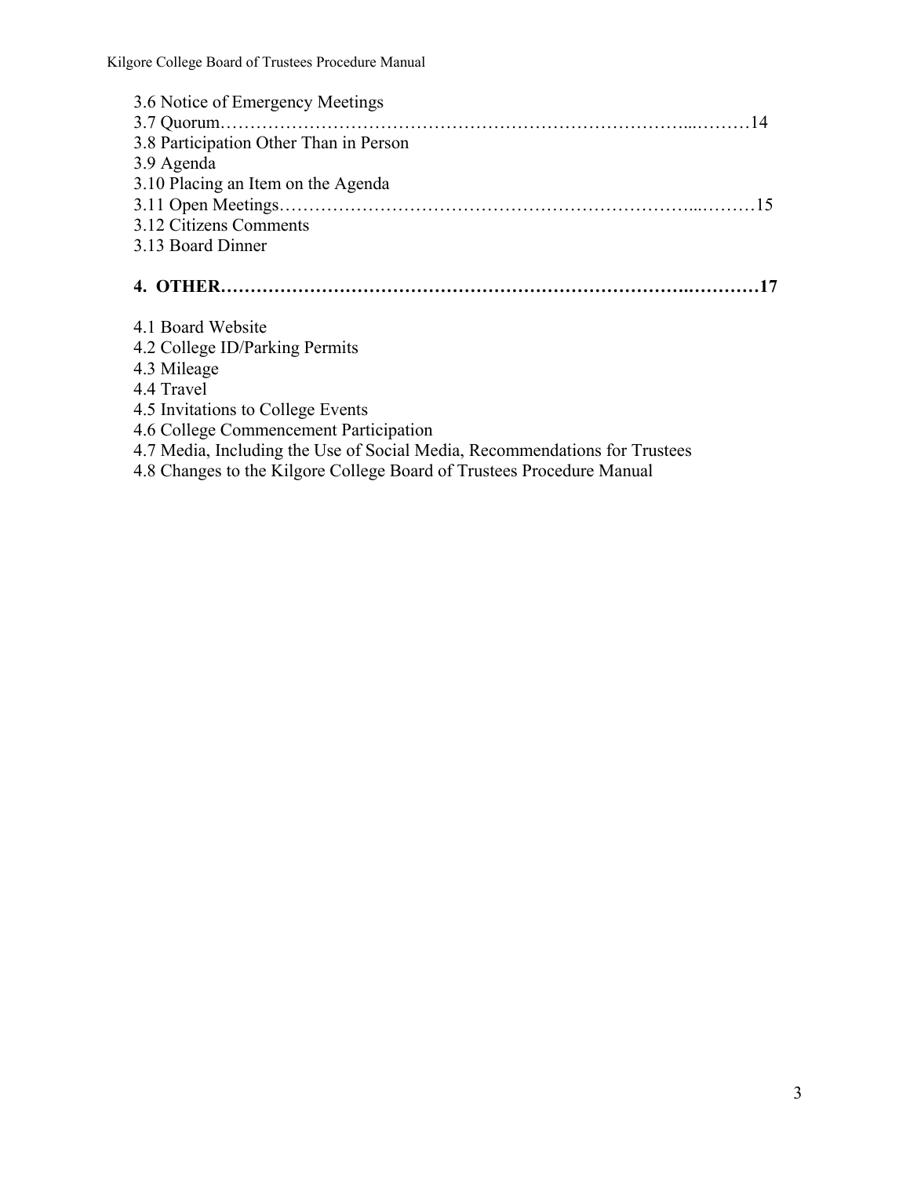3.6 Notice of Emergency Meetings
3.7 Quorum……………………………………………………………………...………14
3.8 Participation Other Than in Person
3.9 Agenda
3.10 Placing an Item on the Agenda
3.11 Open Meetings……………………………………………………………...………15
3.12 Citizens Comments
3.13 Board Dinner

**4. OTHER……………………………………………………………………..…………17**

4.1 Board Website
4.2 College ID/Parking Permits
4.3 Mileage
4.4 Travel
4.5 Invitations to College Events
4.6 College Commencement Participation
4.7 Media, Including the Use of Social Media, Recommendations for Trustees
4.8 Changes to the Kilgore College Board of Trustees Procedure Manual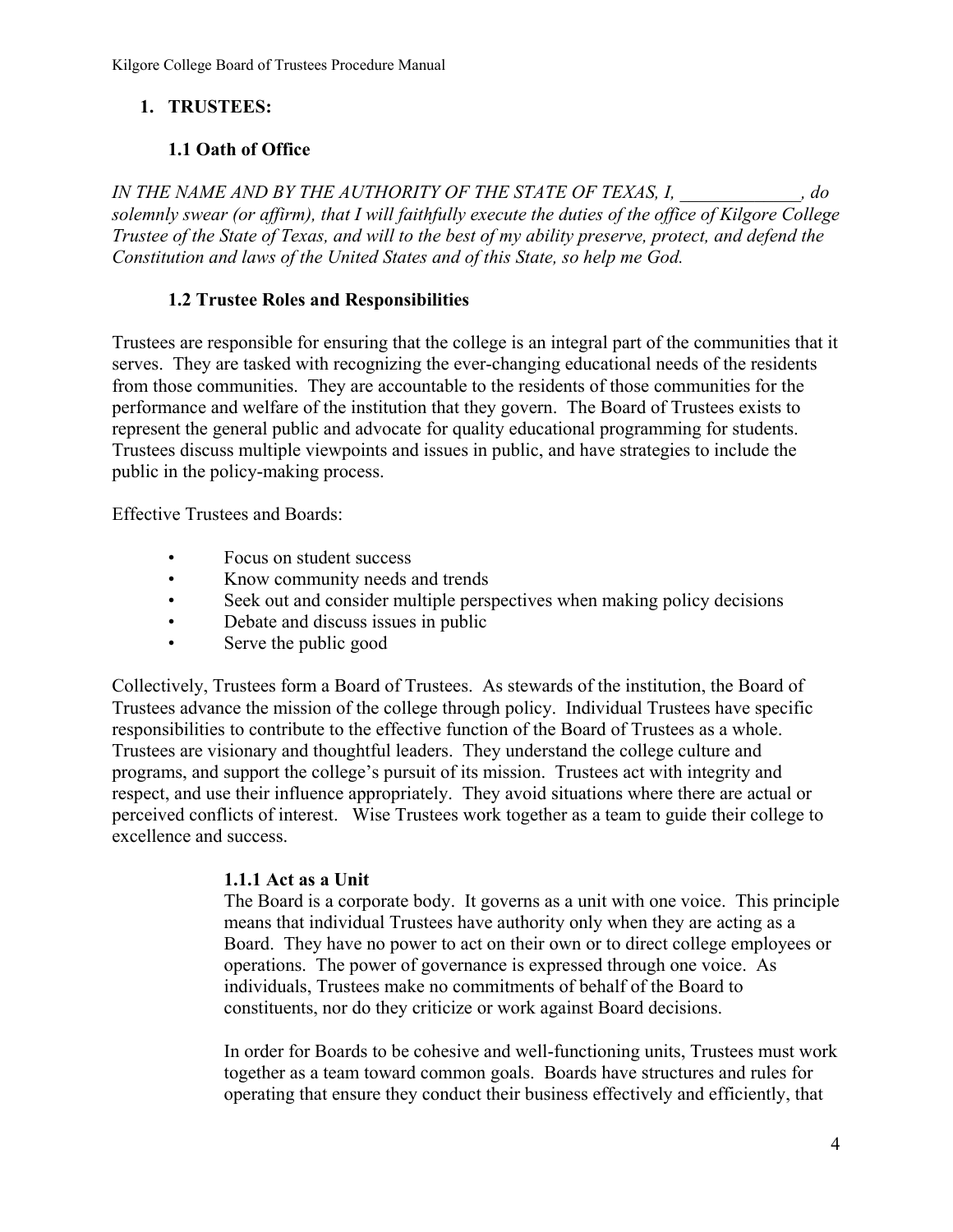## 1. TRUSTEES:

### 1.1 Oath of Office

*IN THE NAME AND BY THE AUTHORITY OF THE STATE OF TEXAS, I, _____________, do solemnly swear (or affirm), that I will faithfully execute the duties of the office of Kilgore College Trustee of the State of Texas, and will to the best of my ability preserve, protect, and defend the Constitution and laws of the United States and of this State, so help me God.*

### 1.2 Trustee Roles and Responsibilities

Trustees are responsible for ensuring that the college is an integral part of the communities that it serves. They are tasked with recognizing the ever-changing educational needs of the residents from those communities. They are accountable to the residents of those communities for the performance and welfare of the institution that they govern. The Board of Trustees exists to represent the general public and advocate for quality educational programming for students. Trustees discuss multiple viewpoints and issues in public, and have strategies to include the public in the policy-making process.

Effective Trustees and Boards:

- Focus on student success
- Know community needs and trends
- Seek out and consider multiple perspectives when making policy decisions
- Debate and discuss issues in public
- Serve the public good

Collectively, Trustees form a Board of Trustees. As stewards of the institution, the Board of Trustees advance the mission of the college through policy. Individual Trustees have specific responsibilities to contribute to the effective function of the Board of Trustees as a whole. Trustees are visionary and thoughtful leaders. They understand the college culture and programs, and support the college's pursuit of its mission. Trustees act with integrity and respect, and use their influence appropriately. They avoid situations where there are actual or perceived conflicts of interest. Wise Trustees work together as a team to guide their college to excellence and success.

#### 1.1.1 Act as a Unit

The Board is a corporate body. It governs as a unit with one voice. This principle means that individual Trustees have authority only when they are acting as a Board. They have no power to act on their own or to direct college employees or operations. The power of governance is expressed through one voice. As individuals, Trustees make no commitments of behalf of the Board to constituents, nor do they criticize or work against Board decisions.

In order for Boards to be cohesive and well-functioning units, Trustees must work together as a team toward common goals. Boards have structures and rules for operating that ensure they conduct their business effectively and efficiently, that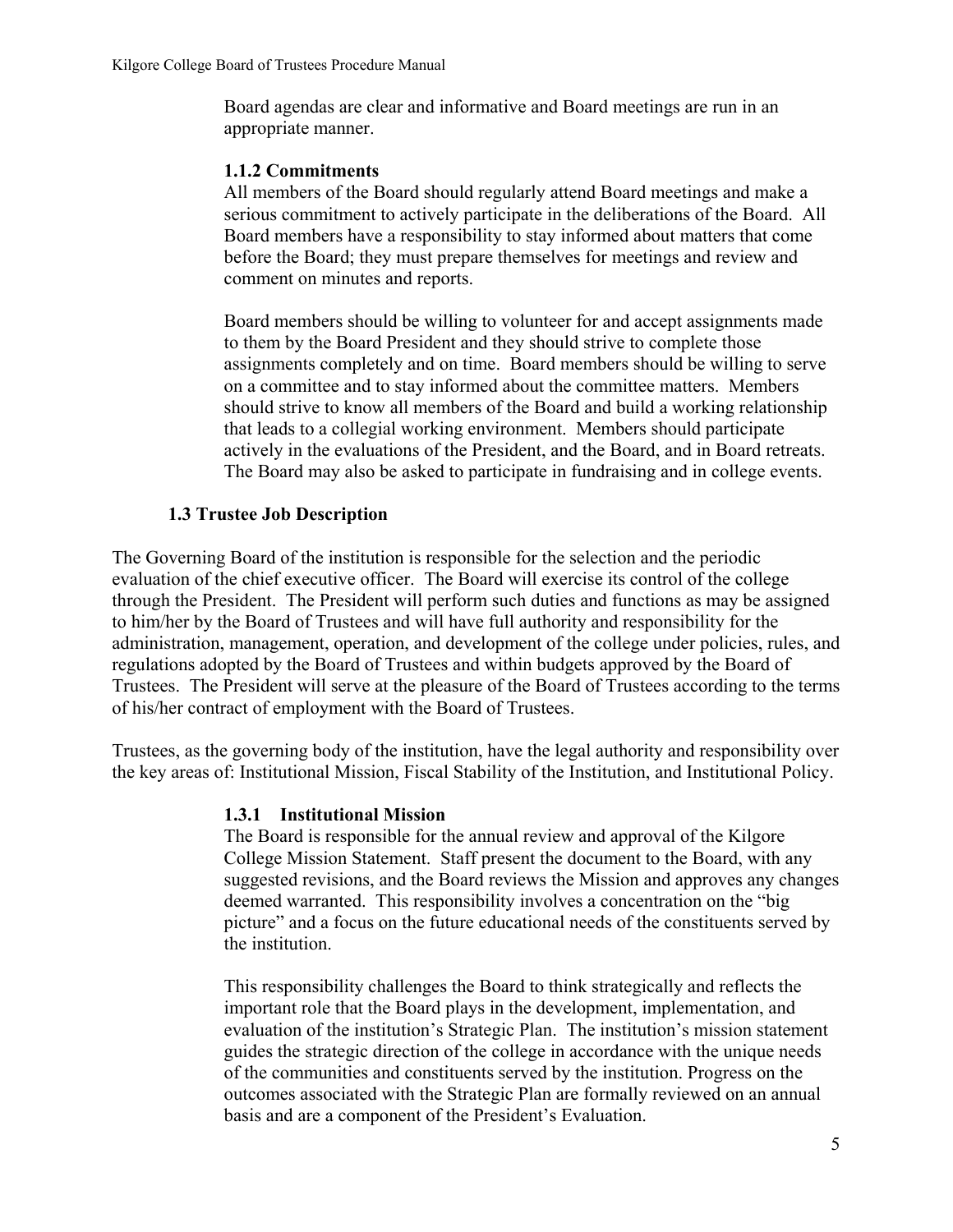Board agendas are clear and informative and Board meetings are run in an appropriate manner.

#### 1.1.2 Commitments

All members of the Board should regularly attend Board meetings and make a serious commitment to actively participate in the deliberations of the Board. All Board members have a responsibility to stay informed about matters that come before the Board; they must prepare themselves for meetings and review and comment on minutes and reports.

Board members should be willing to volunteer for and accept assignments made to them by the Board President and they should strive to complete those assignments completely and on time. Board members should be willing to serve on a committee and to stay informed about the committee matters. Members should strive to know all members of the Board and build a working relationship that leads to a collegial working environment. Members should participate actively in the evaluations of the President, and the Board, and in Board retreats. The Board may also be asked to participate in fundraising and in college events.

### 1.3 Trustee Job Description

The Governing Board of the institution is responsible for the selection and the periodic evaluation of the chief executive officer. The Board will exercise its control of the college through the President. The President will perform such duties and functions as may be assigned to him/her by the Board of Trustees and will have full authority and responsibility for the administration, management, operation, and development of the college under policies, rules, and regulations adopted by the Board of Trustees and within budgets approved by the Board of Trustees. The President will serve at the pleasure of the Board of Trustees according to the terms of his/her contract of employment with the Board of Trustees.

Trustees, as the governing body of the institution, have the legal authority and responsibility over the key areas of: Institutional Mission, Fiscal Stability of the Institution, and Institutional Policy.

#### 1.3.1 Institutional Mission

The Board is responsible for the annual review and approval of the Kilgore College Mission Statement. Staff present the document to the Board, with any suggested revisions, and the Board reviews the Mission and approves any changes deemed warranted. This responsibility involves a concentration on the "big picture" and a focus on the future educational needs of the constituents served by the institution.

This responsibility challenges the Board to think strategically and reflects the important role that the Board plays in the development, implementation, and evaluation of the institution's Strategic Plan. The institution's mission statement guides the strategic direction of the college in accordance with the unique needs of the communities and constituents served by the institution. Progress on the outcomes associated with the Strategic Plan are formally reviewed on an annual basis and are a component of the President's Evaluation.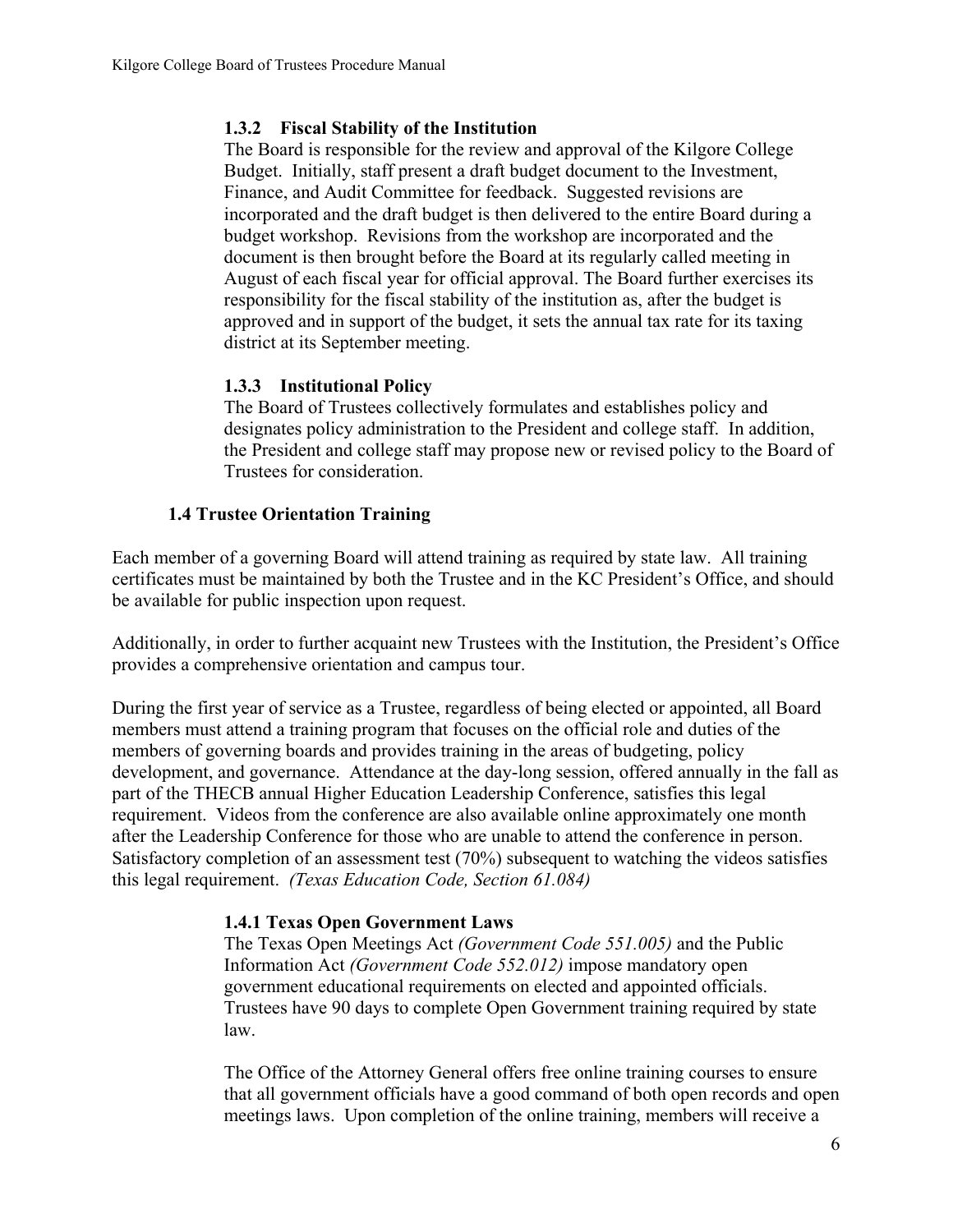### 1.3.2 Fiscal Stability of the Institution

The Board is responsible for the review and approval of the Kilgore College Budget. Initially, staff present a draft budget document to the Investment, Finance, and Audit Committee for feedback. Suggested revisions are incorporated and the draft budget is then delivered to the entire Board during a budget workshop. Revisions from the workshop are incorporated and the document is then brought before the Board at its regularly called meeting in August of each fiscal year for official approval. The Board further exercises its responsibility for the fiscal stability of the institution as, after the budget is approved and in support of the budget, it sets the annual tax rate for its taxing district at its September meeting.

### 1.3.3 Institutional Policy

The Board of Trustees collectively formulates and establishes policy and designates policy administration to the President and college staff. In addition, the President and college staff may propose new or revised policy to the Board of Trustees for consideration.

## 1.4 Trustee Orientation Training

Each member of a governing Board will attend training as required by state law. All training certificates must be maintained by both the Trustee and in the KC President's Office, and should be available for public inspection upon request.

Additionally, in order to further acquaint new Trustees with the Institution, the President's Office provides a comprehensive orientation and campus tour.

During the first year of service as a Trustee, regardless of being elected or appointed, all Board members must attend a training program that focuses on the official role and duties of the members of governing boards and provides training in the areas of budgeting, policy development, and governance. Attendance at the day-long session, offered annually in the fall as part of the THECB annual Higher Education Leadership Conference, satisfies this legal requirement. Videos from the conference are also available online approximately one month after the Leadership Conference for those who are unable to attend the conference in person. Satisfactory completion of an assessment test (70%) subsequent to watching the videos satisfies this legal requirement. *(Texas Education Code, Section 61.084)*

### 1.4.1 Texas Open Government Laws

The Texas Open Meetings Act *(Government Code 551.005)* and the Public Information Act *(Government Code 552.012)* impose mandatory open government educational requirements on elected and appointed officials. Trustees have 90 days to complete Open Government training required by state law.

The Office of the Attorney General offers free online training courses to ensure that all government officials have a good command of both open records and open meetings laws. Upon completion of the online training, members will receive a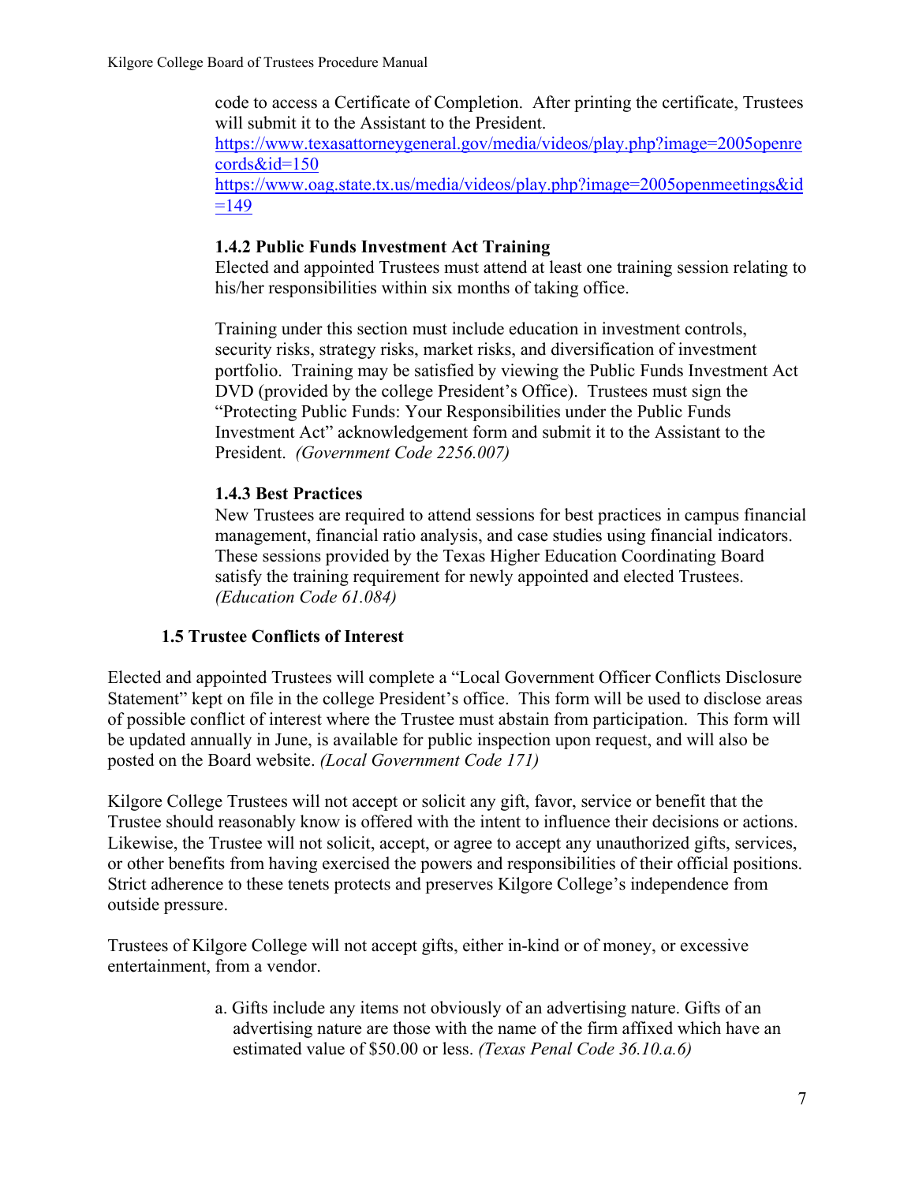code to access a Certificate of Completion. After printing the certificate, Trustees will submit it to the Assistant to the President.
https://www.texasattorneygeneral.gov/media/videos/play.php?image=2005openrecords&id=150
https://www.oag.state.tx.us/media/videos/play.php?image=2005openmeetings&id=149

#### 1.4.2 Public Funds Investment Act Training

Elected and appointed Trustees must attend at least one training session relating to his/her responsibilities within six months of taking office.

Training under this section must include education in investment controls, security risks, strategy risks, market risks, and diversification of investment portfolio. Training may be satisfied by viewing the Public Funds Investment Act DVD (provided by the college President's Office). Trustees must sign the "Protecting Public Funds: Your Responsibilities under the Public Funds Investment Act" acknowledgement form and submit it to the Assistant to the President. *(Government Code 2256.007)*

#### 1.4.3 Best Practices

New Trustees are required to attend sessions for best practices in campus financial management, financial ratio analysis, and case studies using financial indicators. These sessions provided by the Texas Higher Education Coordinating Board satisfy the training requirement for newly appointed and elected Trustees. *(Education Code 61.084)*

### 1.5 Trustee Conflicts of Interest

Elected and appointed Trustees will complete a "Local Government Officer Conflicts Disclosure Statement" kept on file in the college President's office. This form will be used to disclose areas of possible conflict of interest where the Trustee must abstain from participation. This form will be updated annually in June, is available for public inspection upon request, and will also be posted on the Board website. *(Local Government Code 171)*

Kilgore College Trustees will not accept or solicit any gift, favor, service or benefit that the Trustee should reasonably know is offered with the intent to influence their decisions or actions. Likewise, the Trustee will not solicit, accept, or agree to accept any unauthorized gifts, services, or other benefits from having exercised the powers and responsibilities of their official positions. Strict adherence to these tenets protects and preserves Kilgore College's independence from outside pressure.

Trustees of Kilgore College will not accept gifts, either in-kind or of money, or excessive entertainment, from a vendor.

a. Gifts include any items not obviously of an advertising nature. Gifts of an advertising nature are those with the name of the firm affixed which have an estimated value of $50.00 or less. *(Texas Penal Code 36.10.a.6)*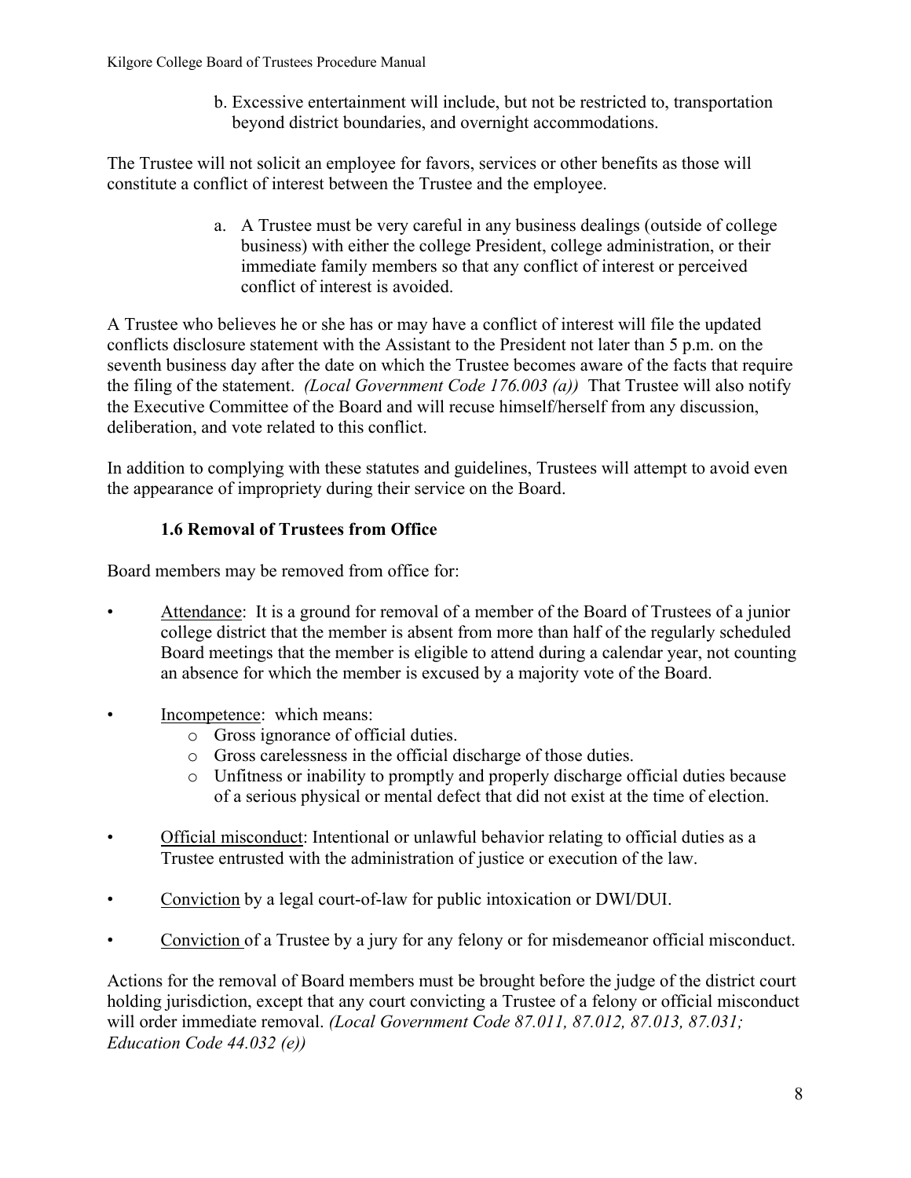b. Excessive entertainment will include, but not be restricted to, transportation beyond district boundaries, and overnight accommodations.

The Trustee will not solicit an employee for favors, services or other benefits as those will constitute a conflict of interest between the Trustee and the employee.

   a. A Trustee must be very careful in any business dealings (outside of college business) with either the college President, college administration, or their immediate family members so that any conflict of interest or perceived conflict of interest is avoided.

A Trustee who believes he or she has or may have a conflict of interest will file the updated conflicts disclosure statement with the Assistant to the President not later than 5 p.m. on the seventh business day after the date on which the Trustee becomes aware of the facts that require the filing of the statement. *(Local Government Code 176.003 (a))* That Trustee will also notify the Executive Committee of the Board and will recuse himself/herself from any discussion, deliberation, and vote related to this conflict.

In addition to complying with these statutes and guidelines, Trustees will attempt to avoid even the appearance of impropriety during their service on the Board.

### 1.6 Removal of Trustees from Office

Board members may be removed from office for:

- <u>Attendance</u>: It is a ground for removal of a member of the Board of Trustees of a junior college district that the member is absent from more than half of the regularly scheduled Board meetings that the member is eligible to attend during a calendar year, not counting an absence for which the member is excused by a majority vote of the Board.

- <u>Incompetence</u>: which means:
  - Gross ignorance of official duties.
  - Gross carelessness in the official discharge of those duties.
  - Unfitness or inability to promptly and properly discharge official duties because of a serious physical or mental defect that did not exist at the time of election.

- <u>Official misconduct</u>: Intentional or unlawful behavior relating to official duties as a Trustee entrusted with the administration of justice or execution of the law.

- <u>Conviction</u> by a legal court-of-law for public intoxication or DWI/DUI.

- <u>Conviction</u> of a Trustee by a jury for any felony or for misdemeanor official misconduct.

Actions for the removal of Board members must be brought before the judge of the district court holding jurisdiction, except that any court convicting a Trustee of a felony or official misconduct will order immediate removal. *(Local Government Code 87.011, 87.012, 87.013, 87.031; Education Code 44.032 (e))*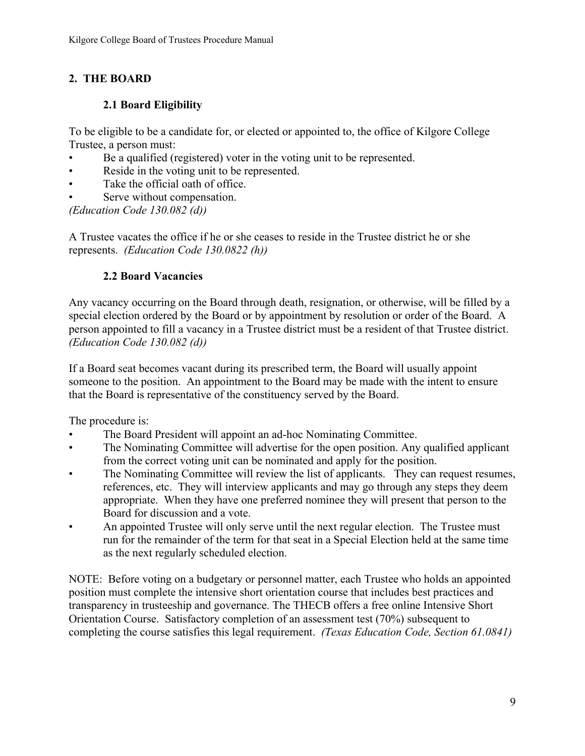## 2. THE BOARD

### 2.1 Board Eligibility

To be eligible to be a candidate for, or elected or appointed to, the office of Kilgore College Trustee, a person must:

- Be a qualified (registered) voter in the voting unit to be represented.
- Reside in the voting unit to be represented.
- Take the official oath of office.
- Serve without compensation.

*(Education Code 130.082 (d))*

A Trustee vacates the office if he or she ceases to reside in the Trustee district he or she represents. *(Education Code 130.0822 (h))*

### 2.2 Board Vacancies

Any vacancy occurring on the Board through death, resignation, or otherwise, will be filled by a special election ordered by the Board or by appointment by resolution or order of the Board. A person appointed to fill a vacancy in a Trustee district must be a resident of that Trustee district. *(Education Code 130.082 (d))*

If a Board seat becomes vacant during its prescribed term, the Board will usually appoint someone to the position. An appointment to the Board may be made with the intent to ensure that the Board is representative of the constituency served by the Board.

The procedure is:

- The Board President will appoint an ad-hoc Nominating Committee.
- The Nominating Committee will advertise for the open position. Any qualified applicant from the correct voting unit can be nominated and apply for the position.
- The Nominating Committee will review the list of applicants. They can request resumes, references, etc. They will interview applicants and may go through any steps they deem appropriate. When they have one preferred nominee they will present that person to the Board for discussion and a vote.
- An appointed Trustee will only serve until the next regular election. The Trustee must run for the remainder of the term for that seat in a Special Election held at the same time as the next regularly scheduled election.

NOTE: Before voting on a budgetary or personnel matter, each Trustee who holds an appointed position must complete the intensive short orientation course that includes best practices and transparency in trusteeship and governance. The THECB offers a free online Intensive Short Orientation Course. Satisfactory completion of an assessment test (70%) subsequent to completing the course satisfies this legal requirement. *(Texas Education Code, Section 61.0841)*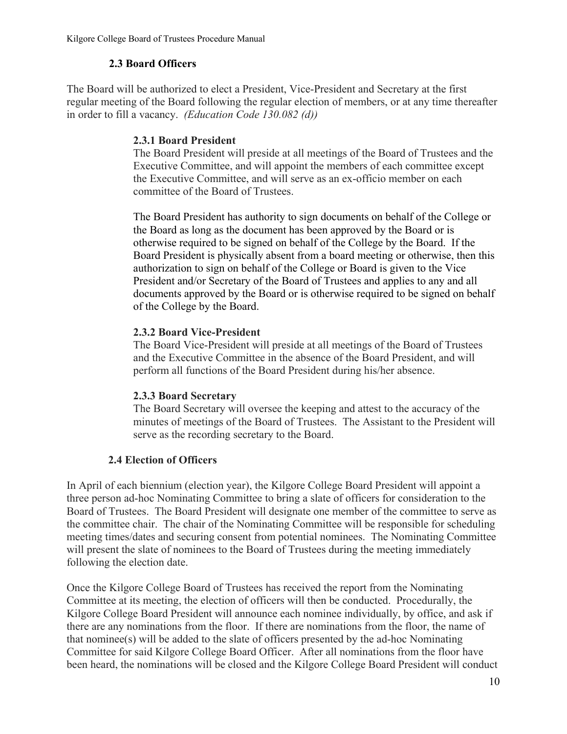## 2.3 Board Officers

The Board will be authorized to elect a President, Vice-President and Secretary at the first regular meeting of the Board following the regular election of members, or at any time thereafter in order to fill a vacancy. *(Education Code 130.082 (d))*

### 2.3.1 Board President

The Board President will preside at all meetings of the Board of Trustees and the Executive Committee, and will appoint the members of each committee except the Executive Committee, and will serve as an ex-officio member on each committee of the Board of Trustees.

The Board President has authority to sign documents on behalf of the College or the Board as long as the document has been approved by the Board or is otherwise required to be signed on behalf of the College by the Board. If the Board President is physically absent from a board meeting or otherwise, then this authorization to sign on behalf of the College or Board is given to the Vice President and/or Secretary of the Board of Trustees and applies to any and all documents approved by the Board or is otherwise required to be signed on behalf of the College by the Board.

### 2.3.2 Board Vice-President

The Board Vice-President will preside at all meetings of the Board of Trustees and the Executive Committee in the absence of the Board President, and will perform all functions of the Board President during his/her absence.

### 2.3.3 Board Secretary

The Board Secretary will oversee the keeping and attest to the accuracy of the minutes of meetings of the Board of Trustees. The Assistant to the President will serve as the recording secretary to the Board.

## 2.4 Election of Officers

In April of each biennium (election year), the Kilgore College Board President will appoint a three person ad-hoc Nominating Committee to bring a slate of officers for consideration to the Board of Trustees. The Board President will designate one member of the committee to serve as the committee chair. The chair of the Nominating Committee will be responsible for scheduling meeting times/dates and securing consent from potential nominees. The Nominating Committee will present the slate of nominees to the Board of Trustees during the meeting immediately following the election date.

Once the Kilgore College Board of Trustees has received the report from the Nominating Committee at its meeting, the election of officers will then be conducted. Procedurally, the Kilgore College Board President will announce each nominee individually, by office, and ask if there are any nominations from the floor. If there are nominations from the floor, the name of that nominee(s) will be added to the slate of officers presented by the ad-hoc Nominating Committee for said Kilgore College Board Officer. After all nominations from the floor have been heard, the nominations will be closed and the Kilgore College Board President will conduct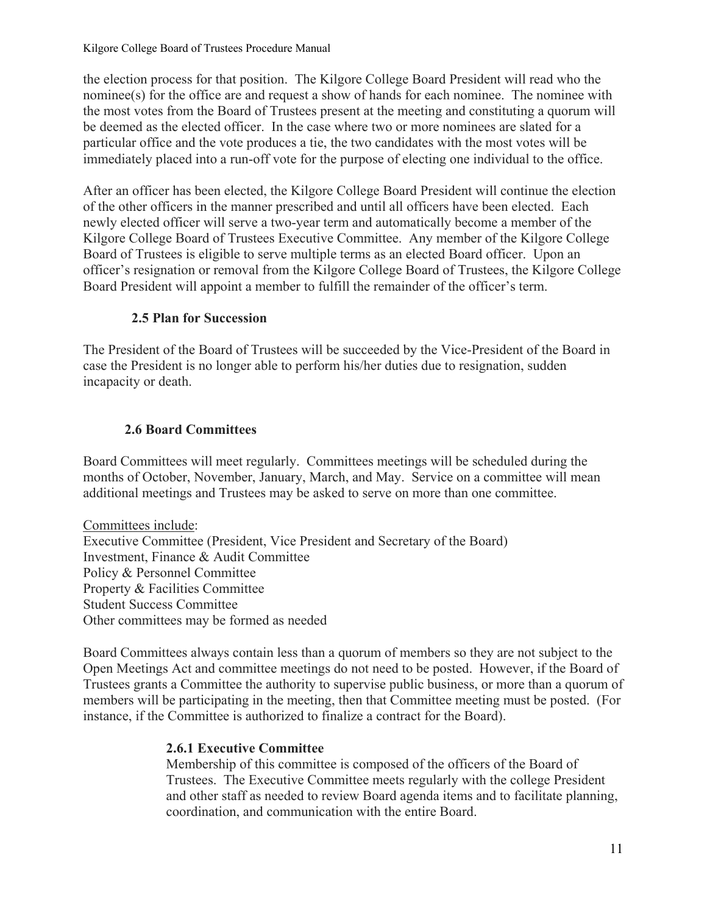the election process for that position. The Kilgore College Board President will read who the nominee(s) for the office are and request a show of hands for each nominee. The nominee with the most votes from the Board of Trustees present at the meeting and constituting a quorum will be deemed as the elected officer. In the case where two or more nominees are slated for a particular office and the vote produces a tie, the two candidates with the most votes will be immediately placed into a run-off vote for the purpose of electing one individual to the office.

After an officer has been elected, the Kilgore College Board President will continue the election of the other officers in the manner prescribed and until all officers have been elected. Each newly elected officer will serve a two-year term and automatically become a member of the Kilgore College Board of Trustees Executive Committee. Any member of the Kilgore College Board of Trustees is eligible to serve multiple terms as an elected Board officer. Upon an officer's resignation or removal from the Kilgore College Board of Trustees, the Kilgore College Board President will appoint a member to fulfill the remainder of the officer's term.

### 2.5 Plan for Succession

The President of the Board of Trustees will be succeeded by the Vice-President of the Board in case the President is no longer able to perform his/her duties due to resignation, sudden incapacity or death.

### 2.6 Board Committees

Board Committees will meet regularly. Committees meetings will be scheduled during the months of October, November, January, March, and May. Service on a committee will mean additional meetings and Trustees may be asked to serve on more than one committee.

Committees include:
Executive Committee (President, Vice President and Secretary of the Board)
Investment, Finance & Audit Committee
Policy & Personnel Committee
Property & Facilities Committee
Student Success Committee
Other committees may be formed as needed

Board Committees always contain less than a quorum of members so they are not subject to the Open Meetings Act and committee meetings do not need to be posted. However, if the Board of Trustees grants a Committee the authority to supervise public business, or more than a quorum of members will be participating in the meeting, then that Committee meeting must be posted. (For instance, if the Committee is authorized to finalize a contract for the Board).

#### 2.6.1 Executive Committee

Membership of this committee is composed of the officers of the Board of Trustees. The Executive Committee meets regularly with the college President and other staff as needed to review Board agenda items and to facilitate planning, coordination, and communication with the entire Board.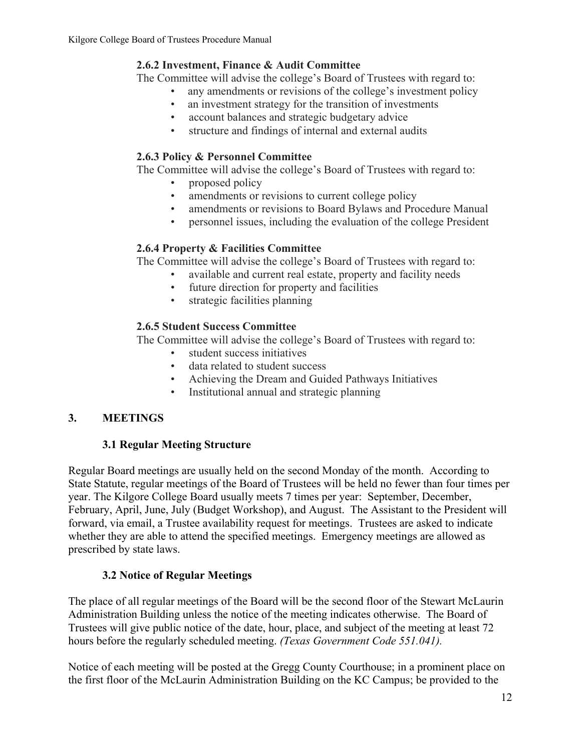### 2.6.2 Investment, Finance & Audit Committee

The Committee will advise the college's Board of Trustees with regard to:

- any amendments or revisions of the college's investment policy
- an investment strategy for the transition of investments
- account balances and strategic budgetary advice
- structure and findings of internal and external audits

### 2.6.3 Policy & Personnel Committee

The Committee will advise the college's Board of Trustees with regard to:

- proposed policy
- amendments or revisions to current college policy
- amendments or revisions to Board Bylaws and Procedure Manual
- personnel issues, including the evaluation of the college President

### 2.6.4 Property & Facilities Committee

The Committee will advise the college's Board of Trustees with regard to:

- available and current real estate, property and facility needs
- future direction for property and facilities
- strategic facilities planning

### 2.6.5 Student Success Committee

The Committee will advise the college's Board of Trustees with regard to:

- student success initiatives
- data related to student success
- Achieving the Dream and Guided Pathways Initiatives
- Institutional annual and strategic planning

## 3. MEETINGS

### 3.1 Regular Meeting Structure

Regular Board meetings are usually held on the second Monday of the month. According to State Statute, regular meetings of the Board of Trustees will be held no fewer than four times per year. The Kilgore College Board usually meets 7 times per year: September, December, February, April, June, July (Budget Workshop), and August. The Assistant to the President will forward, via email, a Trustee availability request for meetings. Trustees are asked to indicate whether they are able to attend the specified meetings. Emergency meetings are allowed as prescribed by state laws.

### 3.2 Notice of Regular Meetings

The place of all regular meetings of the Board will be the second floor of the Stewart McLaurin Administration Building unless the notice of the meeting indicates otherwise. The Board of Trustees will give public notice of the date, hour, place, and subject of the meeting at least 72 hours before the regularly scheduled meeting. *(Texas Government Code 551.041).*

Notice of each meeting will be posted at the Gregg County Courthouse; in a prominent place on the first floor of the McLaurin Administration Building on the KC Campus; be provided to the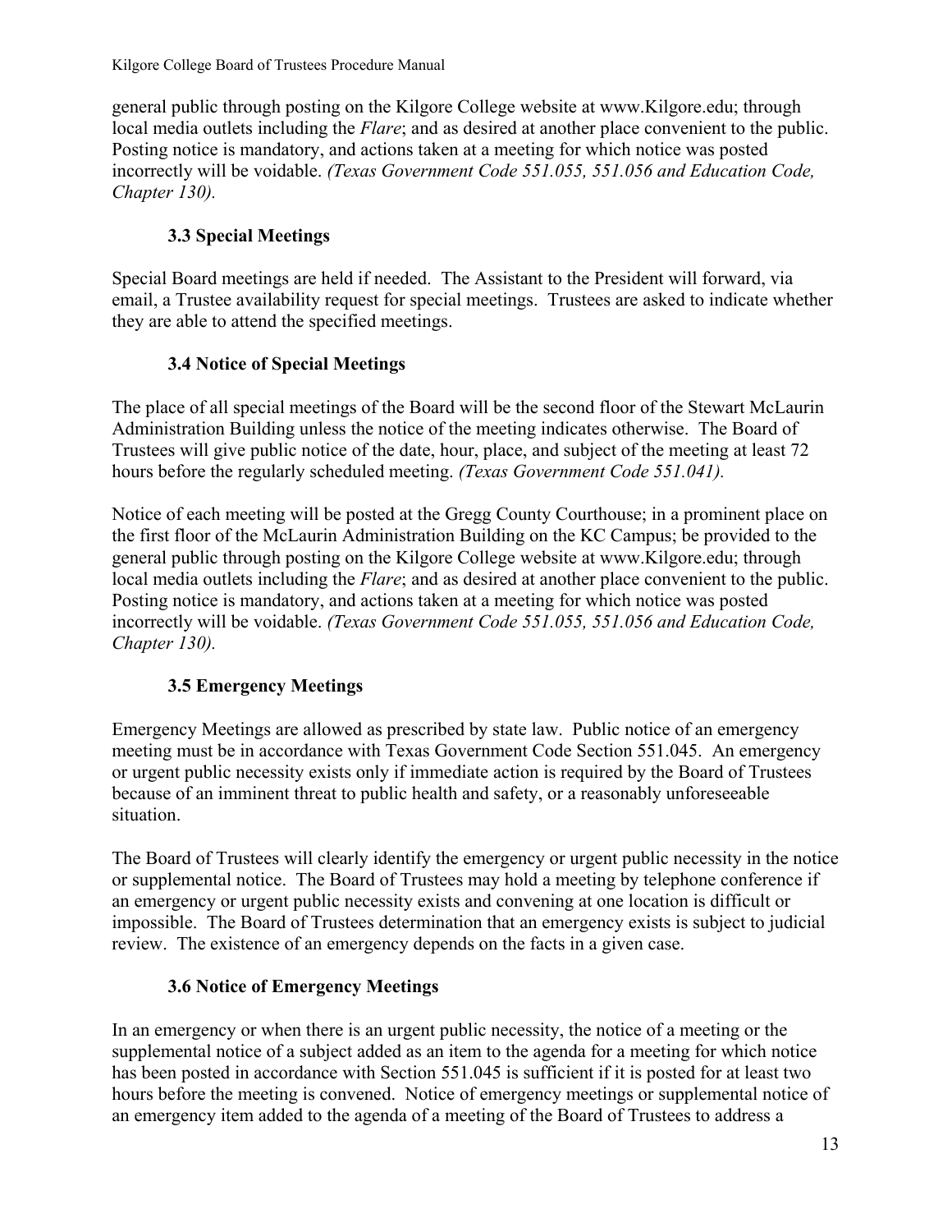general public through posting on the Kilgore College website at www.Kilgore.edu; through local media outlets including the *Flare*; and as desired at another place convenient to the public. Posting notice is mandatory, and actions taken at a meeting for which notice was posted incorrectly will be voidable. *(Texas Government Code 551.055, 551.056 and Education Code, Chapter 130).*

### 3.3 Special Meetings

Special Board meetings are held if needed. The Assistant to the President will forward, via email, a Trustee availability request for special meetings. Trustees are asked to indicate whether they are able to attend the specified meetings.

### 3.4 Notice of Special Meetings

The place of all special meetings of the Board will be the second floor of the Stewart McLaurin Administration Building unless the notice of the meeting indicates otherwise. The Board of Trustees will give public notice of the date, hour, place, and subject of the meeting at least 72 hours before the regularly scheduled meeting. *(Texas Government Code 551.041).*

Notice of each meeting will be posted at the Gregg County Courthouse; in a prominent place on the first floor of the McLaurin Administration Building on the KC Campus; be provided to the general public through posting on the Kilgore College website at www.Kilgore.edu; through local media outlets including the *Flare*; and as desired at another place convenient to the public. Posting notice is mandatory, and actions taken at a meeting for which notice was posted incorrectly will be voidable. *(Texas Government Code 551.055, 551.056 and Education Code, Chapter 130).*

### 3.5 Emergency Meetings

Emergency Meetings are allowed as prescribed by state law. Public notice of an emergency meeting must be in accordance with Texas Government Code Section 551.045. An emergency or urgent public necessity exists only if immediate action is required by the Board of Trustees because of an imminent threat to public health and safety, or a reasonably unforeseeable situation.

The Board of Trustees will clearly identify the emergency or urgent public necessity in the notice or supplemental notice. The Board of Trustees may hold a meeting by telephone conference if an emergency or urgent public necessity exists and convening at one location is difficult or impossible. The Board of Trustees determination that an emergency exists is subject to judicial review. The existence of an emergency depends on the facts in a given case.

### 3.6 Notice of Emergency Meetings

In an emergency or when there is an urgent public necessity, the notice of a meeting or the supplemental notice of a subject added as an item to the agenda for a meeting for which notice has been posted in accordance with Section 551.045 is sufficient if it is posted for at least two hours before the meeting is convened. Notice of emergency meetings or supplemental notice of an emergency item added to the agenda of a meeting of the Board of Trustees to address a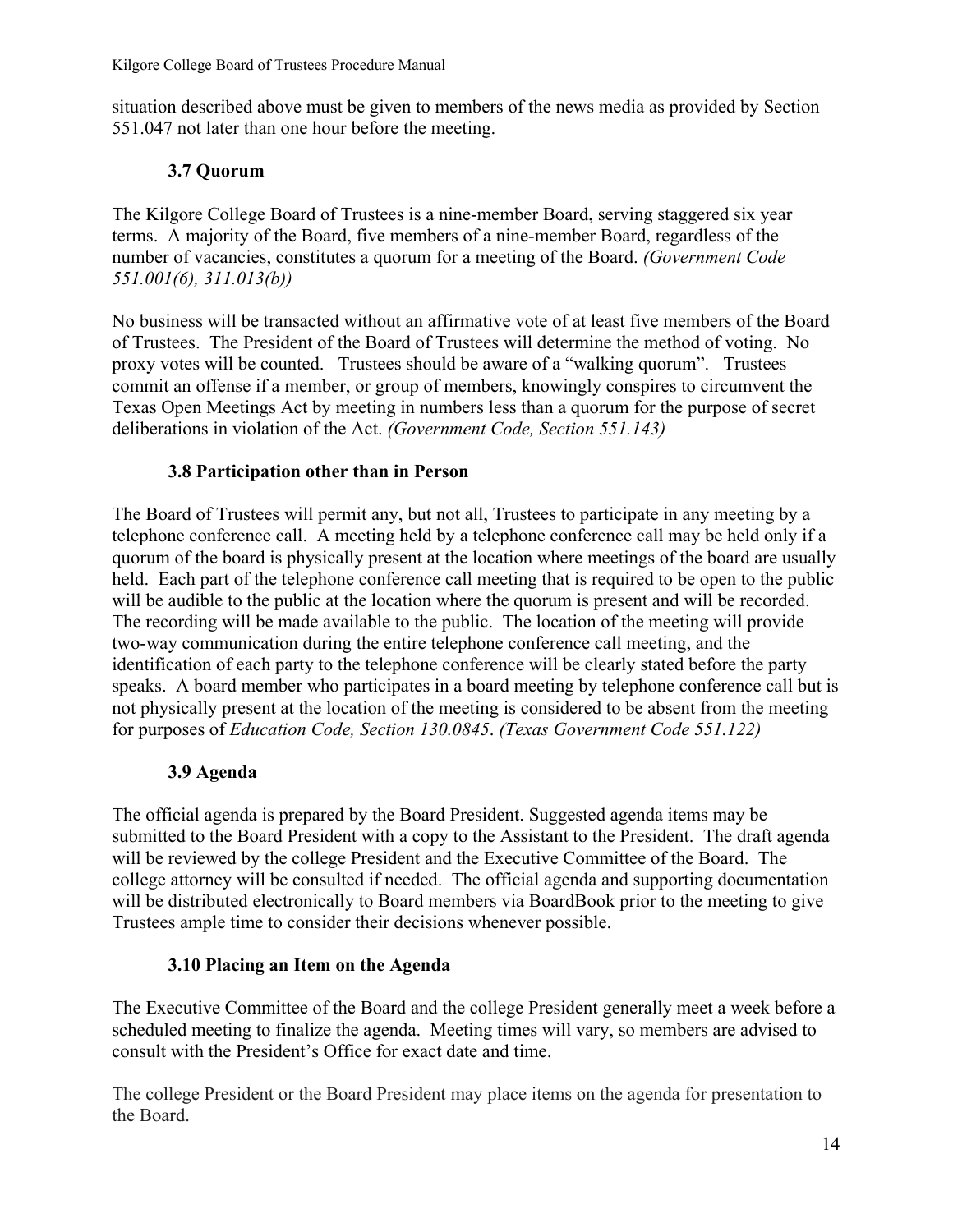situation described above must be given to members of the news media as provided by Section 551.047 not later than one hour before the meeting.

### 3.7 Quorum

The Kilgore College Board of Trustees is a nine-member Board, serving staggered six year terms. A majority of the Board, five members of a nine-member Board, regardless of the number of vacancies, constitutes a quorum for a meeting of the Board. *(Government Code 551.001(6), 311.013(b))*

No business will be transacted without an affirmative vote of at least five members of the Board of Trustees. The President of the Board of Trustees will determine the method of voting. No proxy votes will be counted. Trustees should be aware of a "walking quorum". Trustees commit an offense if a member, or group of members, knowingly conspires to circumvent the Texas Open Meetings Act by meeting in numbers less than a quorum for the purpose of secret deliberations in violation of the Act. *(Government Code, Section 551.143)*

### 3.8 Participation other than in Person

The Board of Trustees will permit any, but not all, Trustees to participate in any meeting by a telephone conference call. A meeting held by a telephone conference call may be held only if a quorum of the board is physically present at the location where meetings of the board are usually held. Each part of the telephone conference call meeting that is required to be open to the public will be audible to the public at the location where the quorum is present and will be recorded. The recording will be made available to the public. The location of the meeting will provide two-way communication during the entire telephone conference call meeting, and the identification of each party to the telephone conference will be clearly stated before the party speaks. A board member who participates in a board meeting by telephone conference call but is not physically present at the location of the meeting is considered to be absent from the meeting for purposes of *Education Code, Section 130.0845*. *(Texas Government Code 551.122)*

### 3.9 Agenda

The official agenda is prepared by the Board President. Suggested agenda items may be submitted to the Board President with a copy to the Assistant to the President. The draft agenda will be reviewed by the college President and the Executive Committee of the Board. The college attorney will be consulted if needed. The official agenda and supporting documentation will be distributed electronically to Board members via BoardBook prior to the meeting to give Trustees ample time to consider their decisions whenever possible.

### 3.10 Placing an Item on the Agenda

The Executive Committee of the Board and the college President generally meet a week before a scheduled meeting to finalize the agenda. Meeting times will vary, so members are advised to consult with the President's Office for exact date and time.

The college President or the Board President may place items on the agenda for presentation to the Board.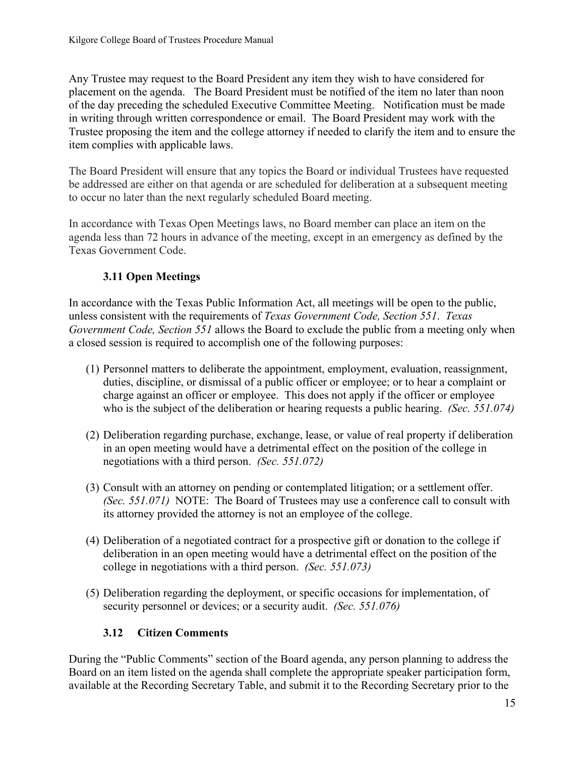Any Trustee may request to the Board President any item they wish to have considered for placement on the agenda. The Board President must be notified of the item no later than noon of the day preceding the scheduled Executive Committee Meeting. Notification must be made in writing through written correspondence or email. The Board President may work with the Trustee proposing the item and the college attorney if needed to clarify the item and to ensure the item complies with applicable laws.

The Board President will ensure that any topics the Board or individual Trustees have requested be addressed are either on that agenda or are scheduled for deliberation at a subsequent meeting to occur no later than the next regularly scheduled Board meeting.

In accordance with Texas Open Meetings laws, no Board member can place an item on the agenda less than 72 hours in advance of the meeting, except in an emergency as defined by the Texas Government Code.

### 3.11 Open Meetings

In accordance with the Texas Public Information Act, all meetings will be open to the public, unless consistent with the requirements of *Texas Government Code, Section 551*. *Texas Government Code, Section 551* allows the Board to exclude the public from a meeting only when a closed session is required to accomplish one of the following purposes:

(1) Personnel matters to deliberate the appointment, employment, evaluation, reassignment, duties, discipline, or dismissal of a public officer or employee; or to hear a complaint or charge against an officer or employee. This does not apply if the officer or employee who is the subject of the deliberation or hearing requests a public hearing. *(Sec. 551.074)*

(2) Deliberation regarding purchase, exchange, lease, or value of real property if deliberation in an open meeting would have a detrimental effect on the position of the college in negotiations with a third person. *(Sec. 551.072)*

(3) Consult with an attorney on pending or contemplated litigation; or a settlement offer. *(Sec. 551.071)* NOTE: The Board of Trustees may use a conference call to consult with its attorney provided the attorney is not an employee of the college.

(4) Deliberation of a negotiated contract for a prospective gift or donation to the college if deliberation in an open meeting would have a detrimental effect on the position of the college in negotiations with a third person. *(Sec. 551.073)*

(5) Deliberation regarding the deployment, or specific occasions for implementation, of security personnel or devices; or a security audit. *(Sec. 551.076)*

### 3.12 Citizen Comments

During the "Public Comments" section of the Board agenda, any person planning to address the Board on an item listed on the agenda shall complete the appropriate speaker participation form, available at the Recording Secretary Table, and submit it to the Recording Secretary prior to the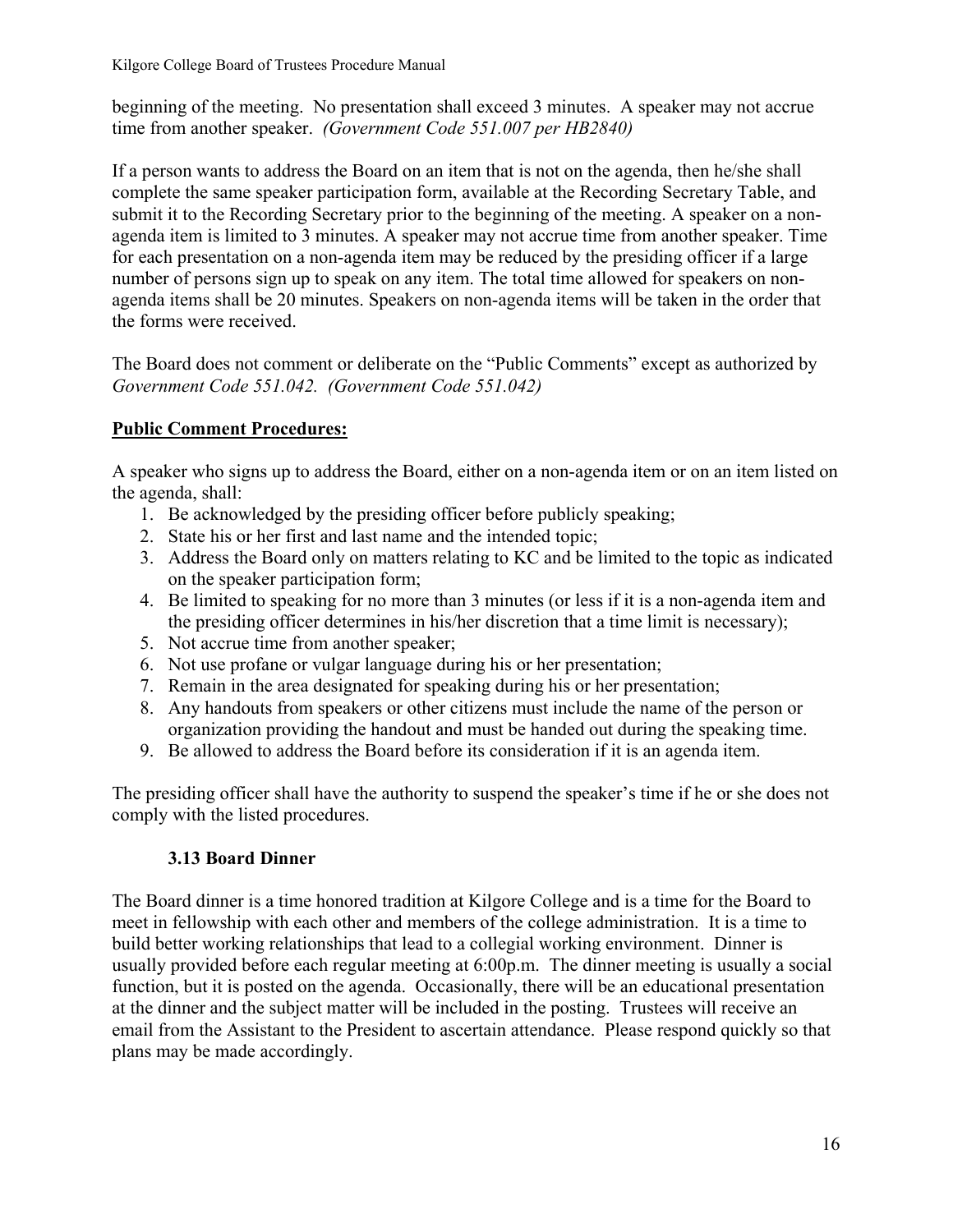beginning of the meeting. No presentation shall exceed 3 minutes. A speaker may not accrue time from another speaker. *(Government Code 551.007 per HB2840)*

If a person wants to address the Board on an item that is not on the agenda, then he/she shall complete the same speaker participation form, available at the Recording Secretary Table, and submit it to the Recording Secretary prior to the beginning of the meeting. A speaker on a non-agenda item is limited to 3 minutes. A speaker may not accrue time from another speaker. Time for each presentation on a non-agenda item may be reduced by the presiding officer if a large number of persons sign up to speak on any item. The total time allowed for speakers on non-agenda items shall be 20 minutes. Speakers on non-agenda items will be taken in the order that the forms were received.

The Board does not comment or deliberate on the "Public Comments" except as authorized by *Government Code 551.042. (Government Code 551.042)*

**Public Comment Procedures:**

A speaker who signs up to address the Board, either on a non-agenda item or on an item listed on the agenda, shall:

1. Be acknowledged by the presiding officer before publicly speaking;
2. State his or her first and last name and the intended topic;
3. Address the Board only on matters relating to KC and be limited to the topic as indicated on the speaker participation form;
4. Be limited to speaking for no more than 3 minutes (or less if it is a non-agenda item and the presiding officer determines in his/her discretion that a time limit is necessary);
5. Not accrue time from another speaker;
6. Not use profane or vulgar language during his or her presentation;
7. Remain in the area designated for speaking during his or her presentation;
8. Any handouts from speakers or other citizens must include the name of the person or organization providing the handout and must be handed out during the speaking time.
9. Be allowed to address the Board before its consideration if it is an agenda item.

The presiding officer shall have the authority to suspend the speaker's time if he or she does not comply with the listed procedures.

### 3.13 Board Dinner

The Board dinner is a time honored tradition at Kilgore College and is a time for the Board to meet in fellowship with each other and members of the college administration. It is a time to build better working relationships that lead to a collegial working environment. Dinner is usually provided before each regular meeting at 6:00p.m. The dinner meeting is usually a social function, but it is posted on the agenda. Occasionally, there will be an educational presentation at the dinner and the subject matter will be included in the posting. Trustees will receive an email from the Assistant to the President to ascertain attendance. Please respond quickly so that plans may be made accordingly.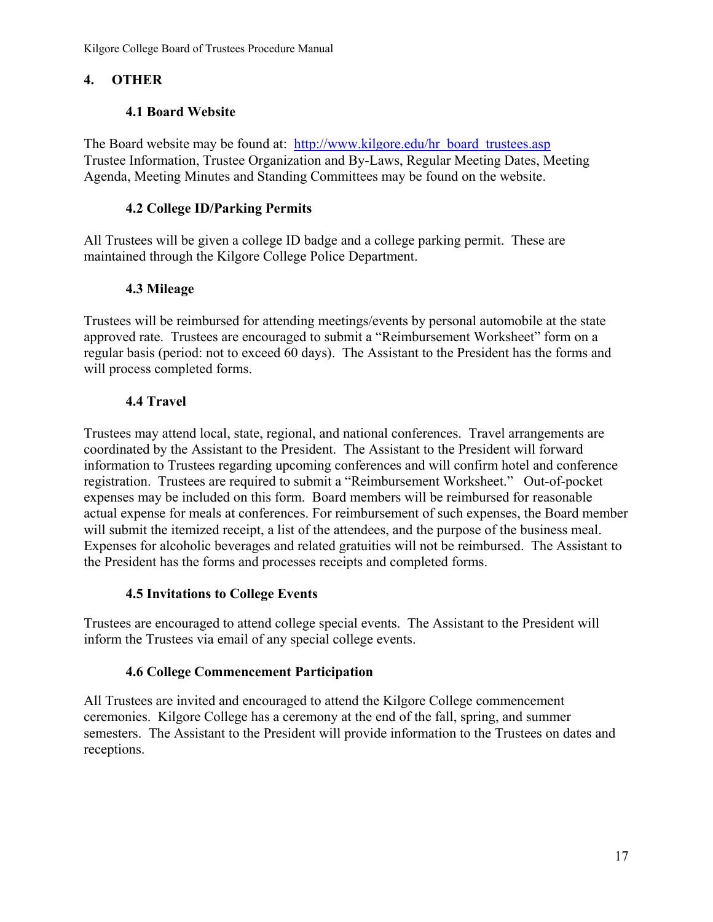## 4. OTHER

### 4.1 Board Website

The Board website may be found at: http://www.kilgore.edu/hr_board_trustees.asp
Trustee Information, Trustee Organization and By-Laws, Regular Meeting Dates, Meeting Agenda, Meeting Minutes and Standing Committees may be found on the website.

### 4.2 College ID/Parking Permits

All Trustees will be given a college ID badge and a college parking permit. These are maintained through the Kilgore College Police Department.

### 4.3 Mileage

Trustees will be reimbursed for attending meetings/events by personal automobile at the state approved rate. Trustees are encouraged to submit a "Reimbursement Worksheet" form on a regular basis (period: not to exceed 60 days). The Assistant to the President has the forms and will process completed forms.

### 4.4 Travel

Trustees may attend local, state, regional, and national conferences. Travel arrangements are coordinated by the Assistant to the President. The Assistant to the President will forward information to Trustees regarding upcoming conferences and will confirm hotel and conference registration. Trustees are required to submit a "Reimbursement Worksheet." Out-of-pocket expenses may be included on this form. Board members will be reimbursed for reasonable actual expense for meals at conferences. For reimbursement of such expenses, the Board member will submit the itemized receipt, a list of the attendees, and the purpose of the business meal. Expenses for alcoholic beverages and related gratuities will not be reimbursed. The Assistant to the President has the forms and processes receipts and completed forms.

### 4.5 Invitations to College Events

Trustees are encouraged to attend college special events. The Assistant to the President will inform the Trustees via email of any special college events.

### 4.6 College Commencement Participation

All Trustees are invited and encouraged to attend the Kilgore College commencement ceremonies. Kilgore College has a ceremony at the end of the fall, spring, and summer semesters. The Assistant to the President will provide information to the Trustees on dates and receptions.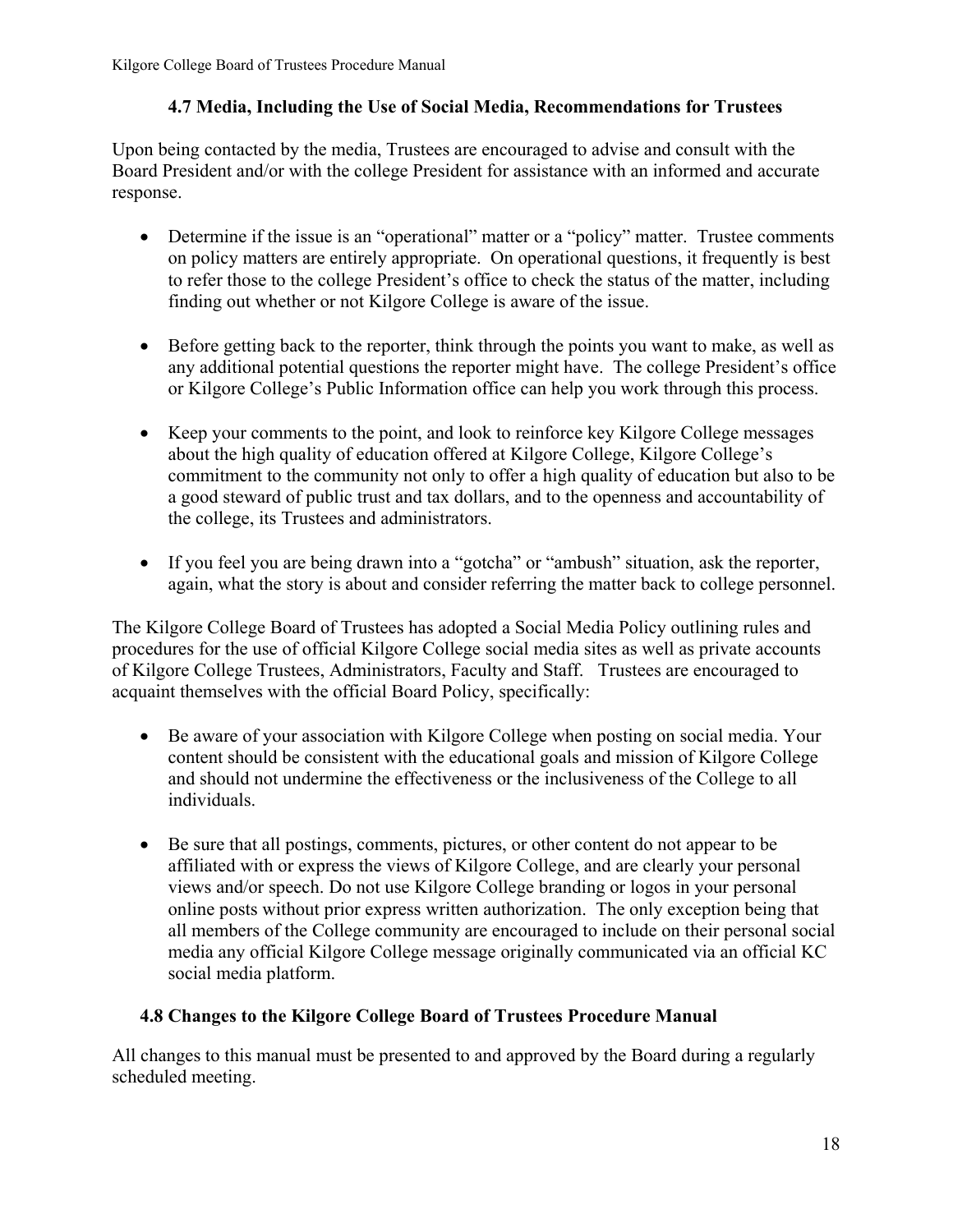### 4.7 Media, Including the Use of Social Media, Recommendations for Trustees

Upon being contacted by the media, Trustees are encouraged to advise and consult with the Board President and/or with the college President for assistance with an informed and accurate response.

- Determine if the issue is an "operational" matter or a "policy" matter. Trustee comments on policy matters are entirely appropriate. On operational questions, it frequently is best to refer those to the college President's office to check the status of the matter, including finding out whether or not Kilgore College is aware of the issue.

- Before getting back to the reporter, think through the points you want to make, as well as any additional potential questions the reporter might have. The college President's office or Kilgore College's Public Information office can help you work through this process.

- Keep your comments to the point, and look to reinforce key Kilgore College messages about the high quality of education offered at Kilgore College, Kilgore College's commitment to the community not only to offer a high quality of education but also to be a good steward of public trust and tax dollars, and to the openness and accountability of the college, its Trustees and administrators.

- If you feel you are being drawn into a "gotcha" or "ambush" situation, ask the reporter, again, what the story is about and consider referring the matter back to college personnel.

The Kilgore College Board of Trustees has adopted a Social Media Policy outlining rules and procedures for the use of official Kilgore College social media sites as well as private accounts of Kilgore College Trustees, Administrators, Faculty and Staff. Trustees are encouraged to acquaint themselves with the official Board Policy, specifically:

- Be aware of your association with Kilgore College when posting on social media. Your content should be consistent with the educational goals and mission of Kilgore College and should not undermine the effectiveness or the inclusiveness of the College to all individuals.

- Be sure that all postings, comments, pictures, or other content do not appear to be affiliated with or express the views of Kilgore College, and are clearly your personal views and/or speech. Do not use Kilgore College branding or logos in your personal online posts without prior express written authorization. The only exception being that all members of the College community are encouraged to include on their personal social media any official Kilgore College message originally communicated via an official KC social media platform.

### 4.8 Changes to the Kilgore College Board of Trustees Procedure Manual

All changes to this manual must be presented to and approved by the Board during a regularly scheduled meeting.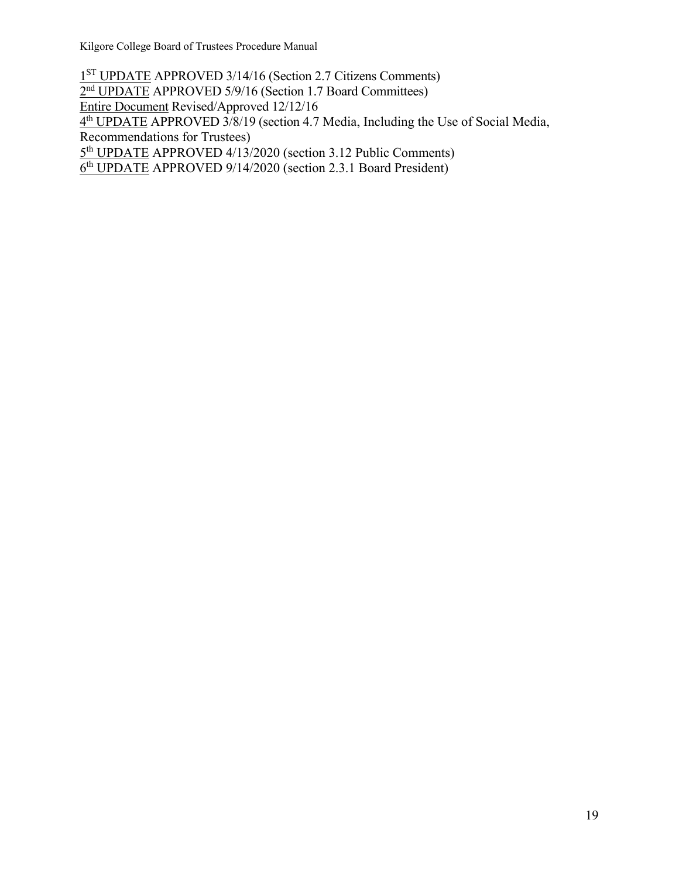1[ST] UPDATE APPROVED 3/14/16 (Section 2.7 Citizens Comments)
2[nd] UPDATE APPROVED 5/9/16 (Section 1.7 Board Committees)
Entire Document Revised/Approved 12/12/16
4[th] UPDATE APPROVED 3/8/19 (section 4.7 Media, Including the Use of Social Media, Recommendations for Trustees)
5[th] UPDATE APPROVED 4/13/2020 (section 3.12 Public Comments)
6[th] UPDATE APPROVED 9/14/2020 (section 2.3.1 Board President)